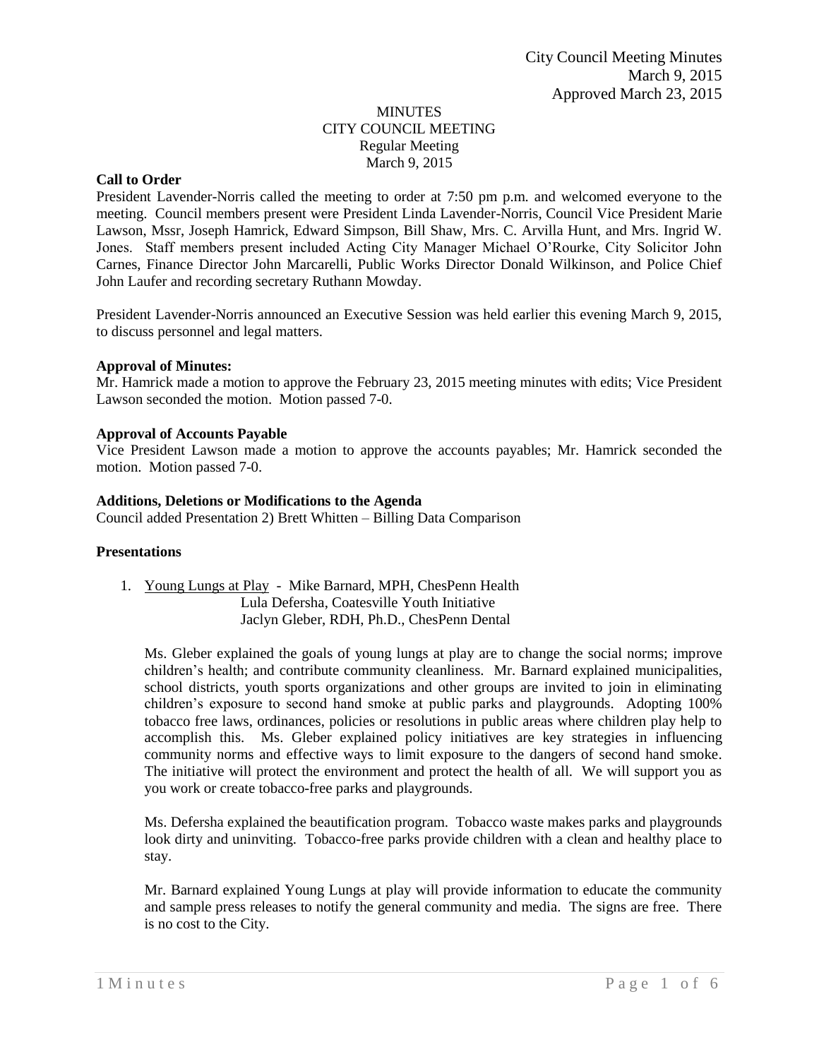City Council Meeting Minutes
March 9, 2015
Approved March 23, 2015

MINUTES
CITY COUNCIL MEETING
Regular Meeting
March 9, 2015

**Call to Order**

President Lavender-Norris called the meeting to order at 7:50 pm p.m. and welcomed everyone to the meeting. Council members present were President Linda Lavender-Norris, Council Vice President Marie Lawson, Mssr, Joseph Hamrick, Edward Simpson, Bill Shaw, Mrs. C. Arvilla Hunt, and Mrs. Ingrid W. Jones. Staff members present included Acting City Manager Michael O'Rourke, City Solicitor John Carnes, Finance Director John Marcarelli, Public Works Director Donald Wilkinson, and Police Chief John Laufer and recording secretary Ruthann Mowday.

President Lavender-Norris announced an Executive Session was held earlier this evening March 9, 2015, to discuss personnel and legal matters.

**Approval of Minutes:**

Mr. Hamrick made a motion to approve the February 23, 2015 meeting minutes with edits; Vice President Lawson seconded the motion. Motion passed 7-0.

**Approval of Accounts Payable**

Vice President Lawson made a motion to approve the accounts payables; Mr. Hamrick seconded the motion. Motion passed 7-0.

**Additions, Deletions or Modifications to the Agenda**

Council added Presentation 2) Brett Whitten – Billing Data Comparison

**Presentations**

1. Young Lungs at Play - Mike Barnard, MPH, ChesPenn Health
   Lula Defersha, Coatesville Youth Initiative
   Jaclyn Gleber, RDH, Ph.D., ChesPenn Dental

   Ms. Gleber explained the goals of young lungs at play are to change the social norms; improve children's health; and contribute community cleanliness. Mr. Barnard explained municipalities, school districts, youth sports organizations and other groups are invited to join in eliminating children's exposure to second hand smoke at public parks and playgrounds. Adopting 100% tobacco free laws, ordinances, policies or resolutions in public areas where children play help to accomplish this. Ms. Gleber explained policy initiatives are key strategies in influencing community norms and effective ways to limit exposure to the dangers of second hand smoke. The initiative will protect the environment and protect the health of all. We will support you as you work or create tobacco-free parks and playgrounds.

   Ms. Defersha explained the beautification program. Tobacco waste makes parks and playgrounds look dirty and uninviting. Tobacco-free parks provide children with a clean and healthy place to stay.

   Mr. Barnard explained Young Lungs at play will provide information to educate the community and sample press releases to notify the general community and media. The signs are free. There is no cost to the City.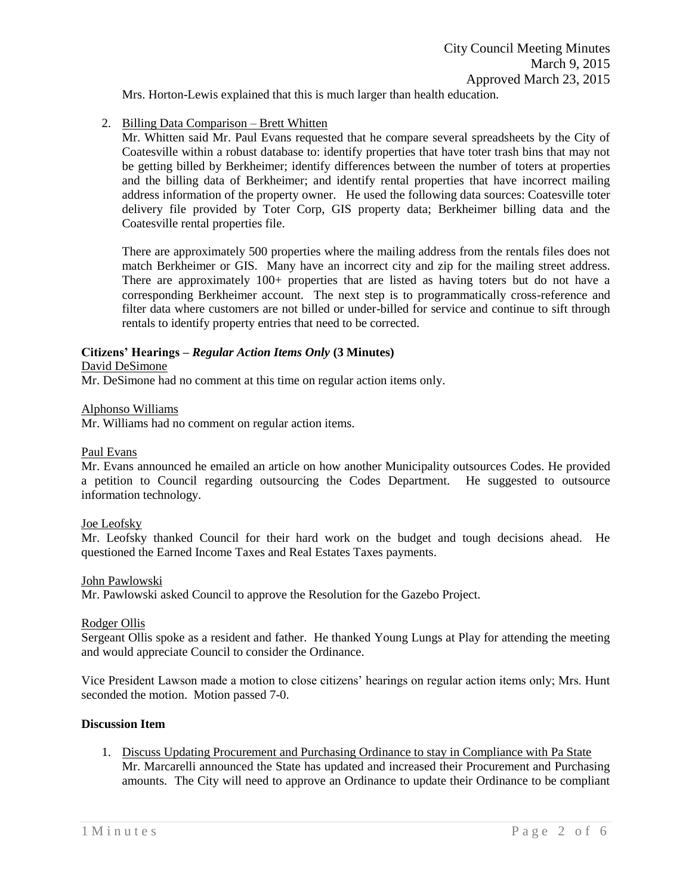Mrs. Horton-Lewis explained that this is much larger than health education.

2. Billing Data Comparison – Brett Whitten

   Mr. Whitten said Mr. Paul Evans requested that he compare several spreadsheets by the City of Coatesville within a robust database to: identify properties that have toter trash bins that may not be getting billed by Berkheimer; identify differences between the number of toters at properties and the billing data of Berkheimer; and identify rental properties that have incorrect mailing address information of the property owner. He used the following data sources: Coatesville toter delivery file provided by Toter Corp, GIS property data; Berkheimer billing data and the Coatesville rental properties file.

   There are approximately 500 properties where the mailing address from the rentals files does not match Berkheimer or GIS. Many have an incorrect city and zip for the mailing street address. There are approximately 100+ properties that are listed as having toters but do not have a corresponding Berkheimer account. The next step is to programmatically cross-reference and filter data where customers are not billed or under-billed for service and continue to sift through rentals to identify property entries that need to be corrected.

**Citizens' Hearings –** ***Regular Action Items Only*** **(3 Minutes)**

David DeSimone

Mr. DeSimone had no comment at this time on regular action items only.

Alphonso Williams

Mr. Williams had no comment on regular action items.

Paul Evans

Mr. Evans announced he emailed an article on how another Municipality outsources Codes. He provided a petition to Council regarding outsourcing the Codes Department. He suggested to outsource information technology.

Joe Leofsky

Mr. Leofsky thanked Council for their hard work on the budget and tough decisions ahead. He questioned the Earned Income Taxes and Real Estates Taxes payments.

John Pawlowski

Mr. Pawlowski asked Council to approve the Resolution for the Gazebo Project.

Rodger Ollis

Sergeant Ollis spoke as a resident and father. He thanked Young Lungs at Play for attending the meeting and would appreciate Council to consider the Ordinance.

Vice President Lawson made a motion to close citizens' hearings on regular action items only; Mrs. Hunt seconded the motion. Motion passed 7-0.

**Discussion Item**

1. Discuss Updating Procurement and Purchasing Ordinance to stay in Compliance with Pa State

   Mr. Marcarelli announced the State has updated and increased their Procurement and Purchasing amounts. The City will need to approve an Ordinance to update their Ordinance to be compliant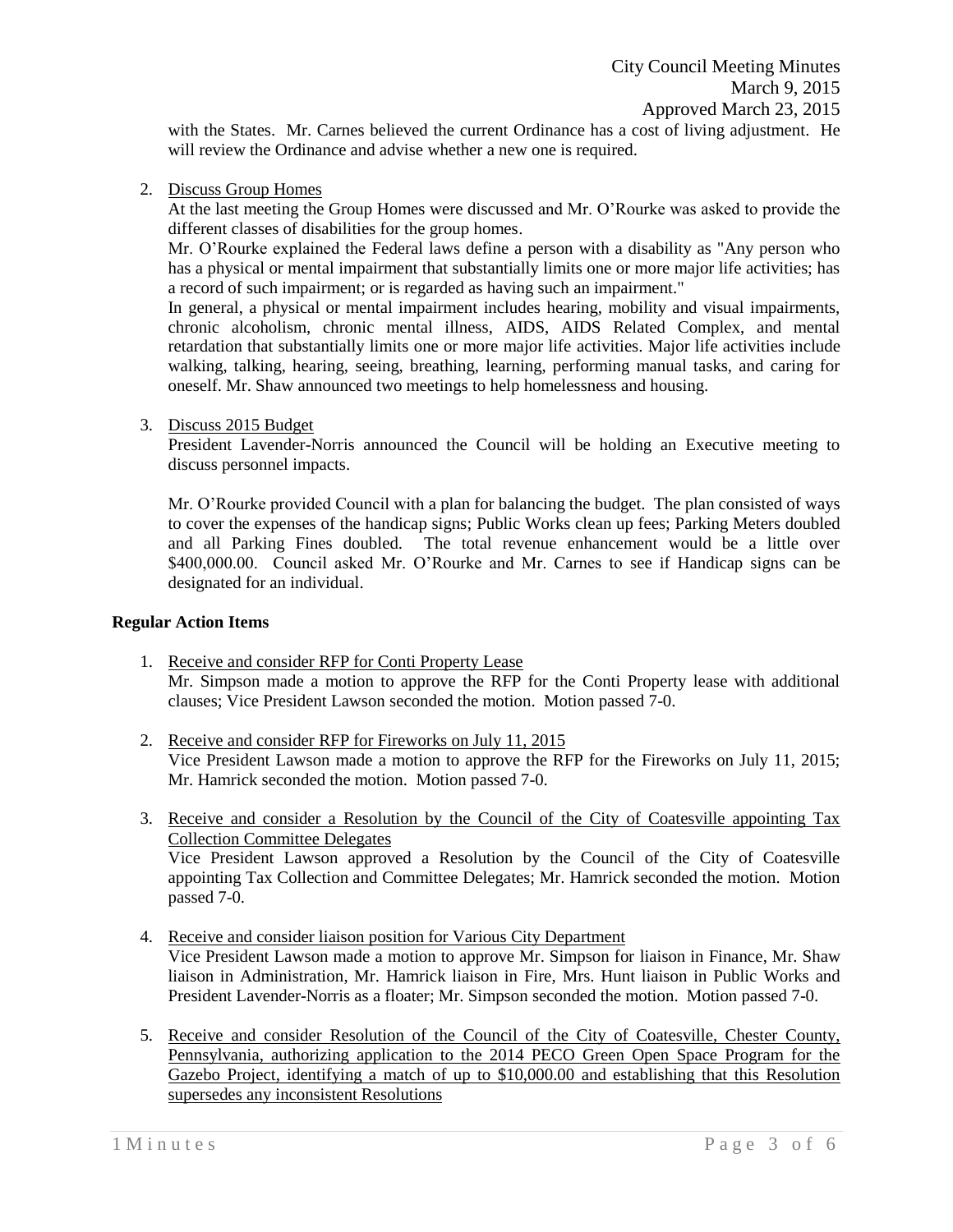with the States. Mr. Carnes believed the current Ordinance has a cost of living adjustment. He will review the Ordinance and advise whether a new one is required.

2. Discuss Group Homes

   At the last meeting the Group Homes were discussed and Mr. O'Rourke was asked to provide the different classes of disabilities for the group homes.

   Mr. O'Rourke explained the Federal laws define a person with a disability as "Any person who has a physical or mental impairment that substantially limits one or more major life activities; has a record of such impairment; or is regarded as having such an impairment."

   In general, a physical or mental impairment includes hearing, mobility and visual impairments, chronic alcoholism, chronic mental illness, AIDS, AIDS Related Complex, and mental retardation that substantially limits one or more major life activities. Major life activities include walking, talking, hearing, seeing, breathing, learning, performing manual tasks, and caring for oneself. Mr. Shaw announced two meetings to help homelessness and housing.

3. Discuss 2015 Budget

   President Lavender-Norris announced the Council will be holding an Executive meeting to discuss personnel impacts.

   Mr. O'Rourke provided Council with a plan for balancing the budget. The plan consisted of ways to cover the expenses of the handicap signs; Public Works clean up fees; Parking Meters doubled and all Parking Fines doubled. The total revenue enhancement would be a little over $400,000.00. Council asked Mr. O'Rourke and Mr. Carnes to see if Handicap signs can be designated for an individual.

**Regular Action Items**

1. Receive and consider RFP for Conti Property Lease

   Mr. Simpson made a motion to approve the RFP for the Conti Property lease with additional clauses; Vice President Lawson seconded the motion. Motion passed 7-0.

2. Receive and consider RFP for Fireworks on July 11, 2015

   Vice President Lawson made a motion to approve the RFP for the Fireworks on July 11, 2015; Mr. Hamrick seconded the motion. Motion passed 7-0.

3. Receive and consider a Resolution by the Council of the City of Coatesville appointing Tax Collection Committee Delegates

   Vice President Lawson approved a Resolution by the Council of the City of Coatesville appointing Tax Collection and Committee Delegates; Mr. Hamrick seconded the motion. Motion passed 7-0.

4. Receive and consider liaison position for Various City Department

   Vice President Lawson made a motion to approve Mr. Simpson for liaison in Finance, Mr. Shaw liaison in Administration, Mr. Hamrick liaison in Fire, Mrs. Hunt liaison in Public Works and President Lavender-Norris as a floater; Mr. Simpson seconded the motion. Motion passed 7-0.

5. Receive and consider Resolution of the Council of the City of Coatesville, Chester County, Pennsylvania, authorizing application to the 2014 PECO Green Open Space Program for the Gazebo Project, identifying a match of up to $10,000.00 and establishing that this Resolution supersedes any inconsistent Resolutions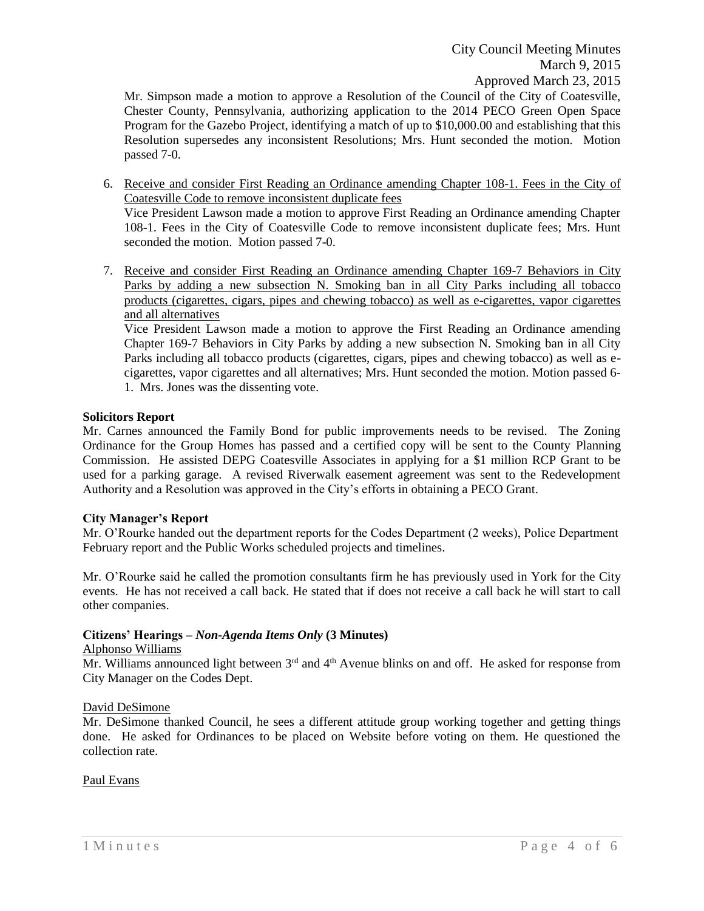Mr. Simpson made a motion to approve a Resolution of the Council of the City of Coatesville, Chester County, Pennsylvania, authorizing application to the 2014 PECO Green Open Space Program for the Gazebo Project, identifying a match of up to $10,000.00 and establishing that this Resolution supersedes any inconsistent Resolutions; Mrs. Hunt seconded the motion. Motion passed 7-0.

6. <u>Receive and consider First Reading an Ordinance amending Chapter 108-1. Fees in the City of Coatesville Code to remove inconsistent duplicate fees</u>
   Vice President Lawson made a motion to approve First Reading an Ordinance amending Chapter 108-1. Fees in the City of Coatesville Code to remove inconsistent duplicate fees; Mrs. Hunt seconded the motion. Motion passed 7-0.

7. <u>Receive and consider First Reading an Ordinance amending Chapter 169-7 Behaviors in City Parks by adding a new subsection N. Smoking ban in all City Parks including all tobacco products (cigarettes, cigars, pipes and chewing tobacco) as well as e-cigarettes, vapor cigarettes and all alternatives</u>
   Vice President Lawson made a motion to approve the First Reading an Ordinance amending Chapter 169-7 Behaviors in City Parks by adding a new subsection N. Smoking ban in all City Parks including all tobacco products (cigarettes, cigars, pipes and chewing tobacco) as well as e-cigarettes, vapor cigarettes and all alternatives; Mrs. Hunt seconded the motion. Motion passed 6-1. Mrs. Jones was the dissenting vote.

**Solicitors Report**

Mr. Carnes announced the Family Bond for public improvements needs to be revised. The Zoning Ordinance for the Group Homes has passed and a certified copy will be sent to the County Planning Commission. He assisted DEPG Coatesville Associates in applying for a $1 million RCP Grant to be used for a parking garage. A revised Riverwalk easement agreement was sent to the Redevelopment Authority and a Resolution was approved in the City's efforts in obtaining a PECO Grant.

**City Manager's Report**

Mr. O'Rourke handed out the department reports for the Codes Department (2 weeks), Police Department February report and the Public Works scheduled projects and timelines.

Mr. O'Rourke said he called the promotion consultants firm he has previously used in York for the City events. He has not received a call back. He stated that if does not receive a call back he will start to call other companies.

**Citizens' Hearings – *Non-Agenda Items Only* (3 Minutes)**

<u>Alphonso Williams</u>

Mr. Williams announced light between 3rd and 4th Avenue blinks on and off. He asked for response from City Manager on the Codes Dept.

<u>David DeSimone</u>

Mr. DeSimone thanked Council, he sees a different attitude group working together and getting things done. He asked for Ordinances to be placed on Website before voting on them. He questioned the collection rate.

<u>Paul Evans</u>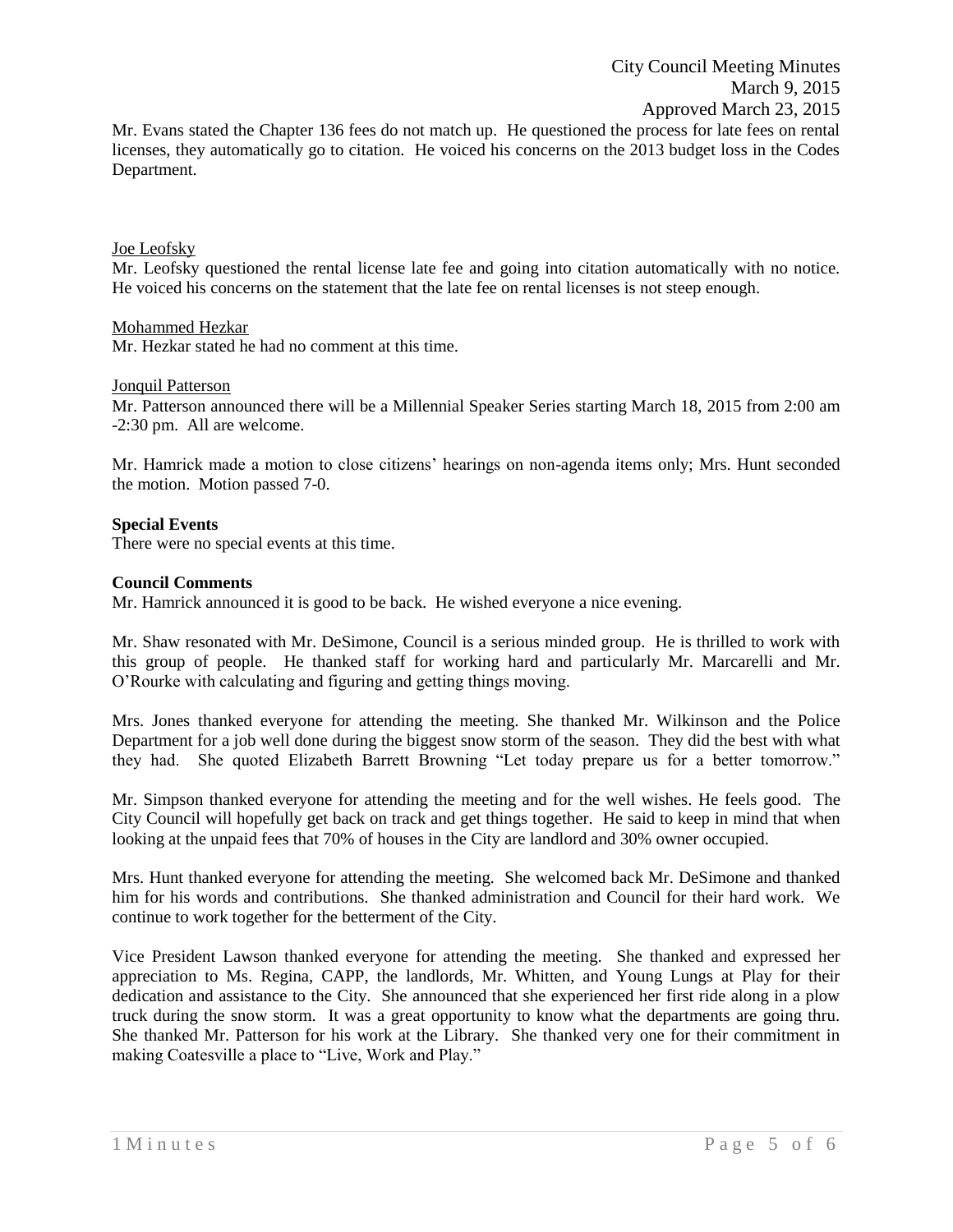Mr. Evans stated the Chapter 136 fees do not match up. He questioned the process for late fees on rental licenses, they automatically go to citation. He voiced his concerns on the 2013 budget loss in the Codes Department.

Joe Leofsky

Mr. Leofsky questioned the rental license late fee and going into citation automatically with no notice. He voiced his concerns on the statement that the late fee on rental licenses is not steep enough.

Mohammed Hezkar

Mr. Hezkar stated he had no comment at this time.

Jonquil Patterson

Mr. Patterson announced there will be a Millennial Speaker Series starting March 18, 2015 from 2:00 am -2:30 pm. All are welcome.

Mr. Hamrick made a motion to close citizens' hearings on non-agenda items only; Mrs. Hunt seconded the motion. Motion passed 7-0.

**Special Events**

There were no special events at this time.

**Council Comments**

Mr. Hamrick announced it is good to be back. He wished everyone a nice evening.

Mr. Shaw resonated with Mr. DeSimone, Council is a serious minded group. He is thrilled to work with this group of people. He thanked staff for working hard and particularly Mr. Marcarelli and Mr. O'Rourke with calculating and figuring and getting things moving.

Mrs. Jones thanked everyone for attending the meeting. She thanked Mr. Wilkinson and the Police Department for a job well done during the biggest snow storm of the season. They did the best with what they had. She quoted Elizabeth Barrett Browning "Let today prepare us for a better tomorrow."

Mr. Simpson thanked everyone for attending the meeting and for the well wishes. He feels good. The City Council will hopefully get back on track and get things together. He said to keep in mind that when looking at the unpaid fees that 70% of houses in the City are landlord and 30% owner occupied.

Mrs. Hunt thanked everyone for attending the meeting. She welcomed back Mr. DeSimone and thanked him for his words and contributions. She thanked administration and Council for their hard work. We continue to work together for the betterment of the City.

Vice President Lawson thanked everyone for attending the meeting. She thanked and expressed her appreciation to Ms. Regina, CAPP, the landlords, Mr. Whitten, and Young Lungs at Play for their dedication and assistance to the City. She announced that she experienced her first ride along in a plow truck during the snow storm. It was a great opportunity to know what the departments are going thru. She thanked Mr. Patterson for his work at the Library. She thanked very one for their commitment in making Coatesville a place to "Live, Work and Play."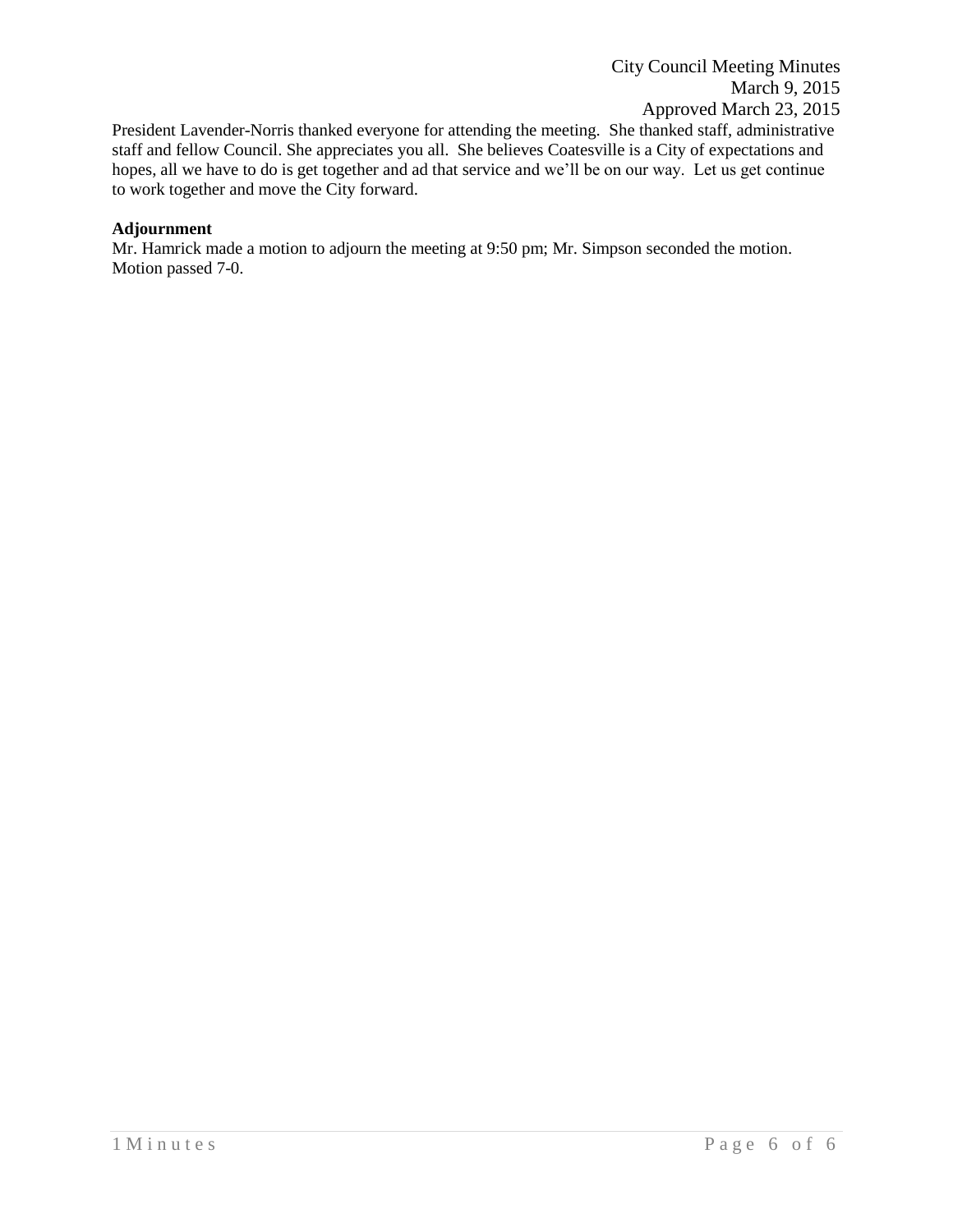President Lavender-Norris thanked everyone for attending the meeting. She thanked staff, administrative staff and fellow Council. She appreciates you all. She believes Coatesville is a City of expectations and hopes, all we have to do is get together and ad that service and we'll be on our way. Let us get continue to work together and move the City forward.

**Adjournment**

Mr. Hamrick made a motion to adjourn the meeting at 9:50 pm; Mr. Simpson seconded the motion. Motion passed 7-0.